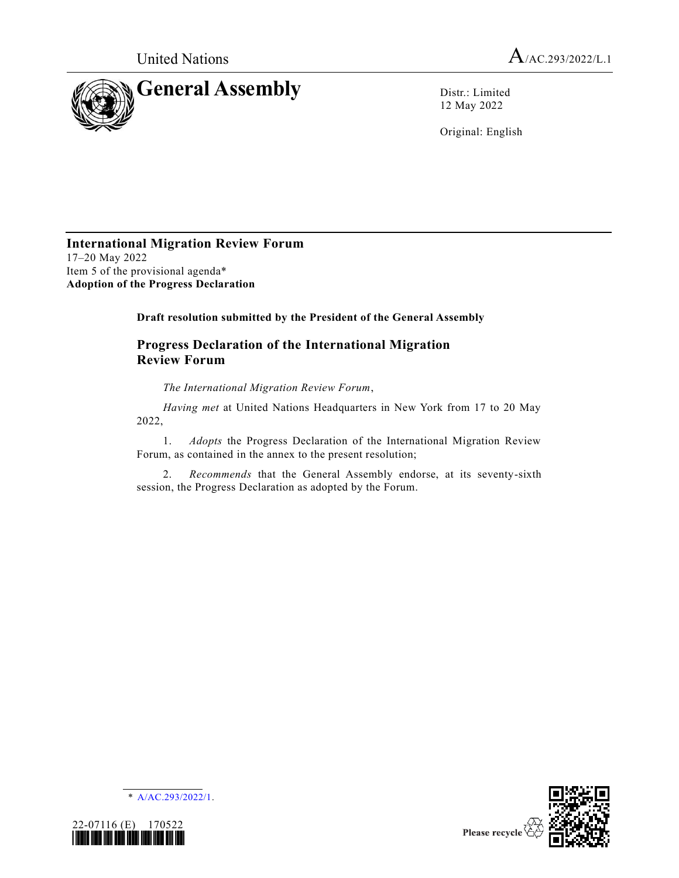United Nations A/AC.293/2022/L.1

# General Assembly

Distr.: Limited
12 May 2022

Original: English

**International Migration Review Forum**
17–20 May 2022
Item 5 of the provisional agenda*
**Adoption of the Progress Declaration**

**Draft resolution submitted by the President of the General Assembly**

## Progress Declaration of the International Migration Review Forum

*The International Migration Review Forum*,

*Having met* at United Nations Headquarters in New York from 17 to 20 May 2022,

1. *Adopts* the Progress Declaration of the International Migration Review Forum, as contained in the annex to the present resolution;

2. *Recommends* that the General Assembly endorse, at its seventy-sixth session, the Progress Declaration as adopted by the Forum.

\* A/AC.293/2022/1.

22-07116 (E) 170522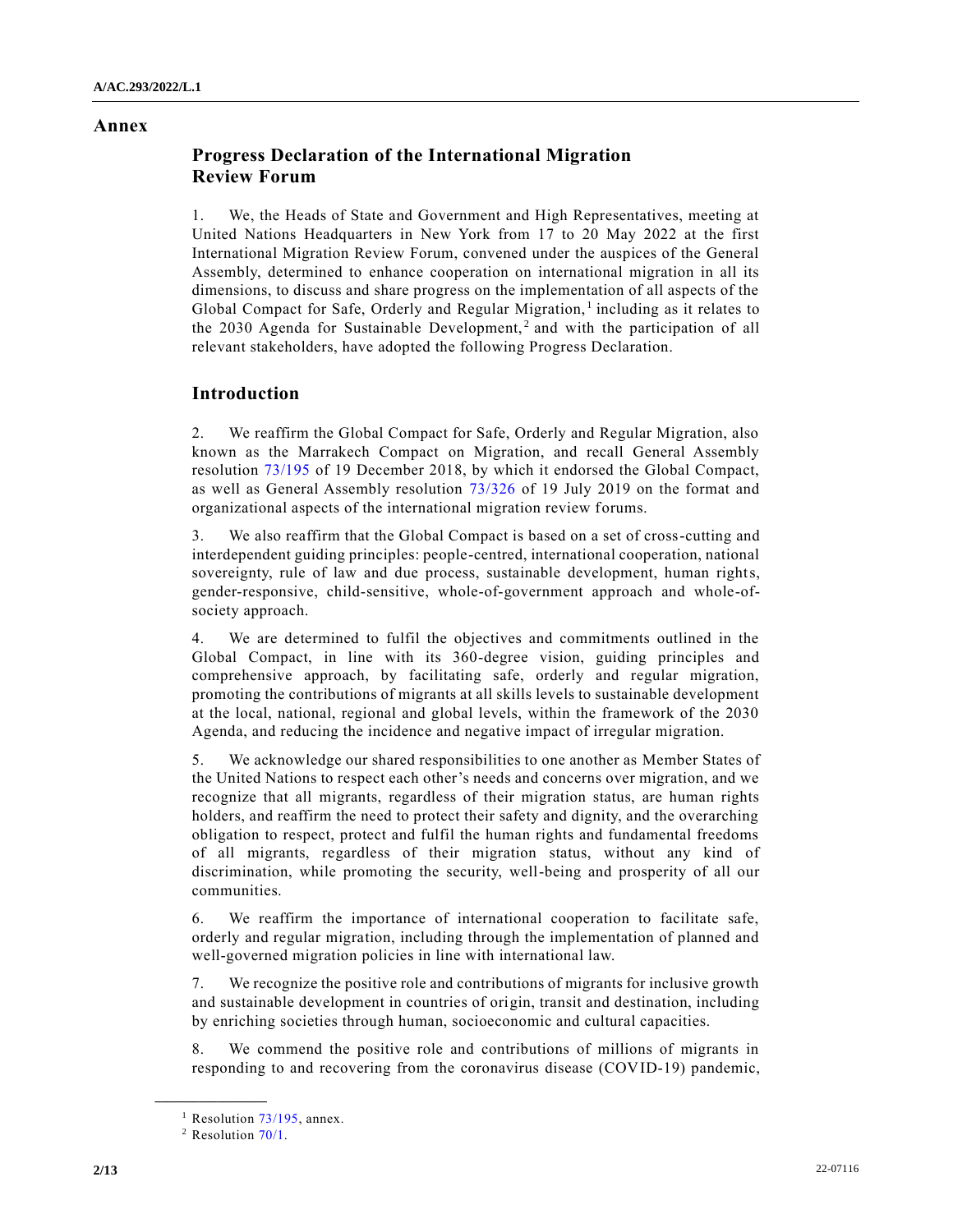## Annex

### Progress Declaration of the International Migration Review Forum

1. We, the Heads of State and Government and High Representatives, meeting at United Nations Headquarters in New York from 17 to 20 May 2022 at the first International Migration Review Forum, convened under the auspices of the General Assembly, determined to enhance cooperation on international migration in all its dimensions, to discuss and share progress on the implementation of all aspects of the Global Compact for Safe, Orderly and Regular Migration,[1] including as it relates to the 2030 Agenda for Sustainable Development,[2] and with the participation of all relevant stakeholders, have adopted the following Progress Declaration.

### Introduction

2. We reaffirm the Global Compact for Safe, Orderly and Regular Migration, also known as the Marrakech Compact on Migration, and recall General Assembly resolution 73/195 of 19 December 2018, by which it endorsed the Global Compact, as well as General Assembly resolution 73/326 of 19 July 2019 on the format and organizational aspects of the international migration review forums.

3. We also reaffirm that the Global Compact is based on a set of cross-cutting and interdependent guiding principles: people-centred, international cooperation, national sovereignty, rule of law and due process, sustainable development, human rights, gender-responsive, child-sensitive, whole-of-government approach and whole-of-society approach.

4. We are determined to fulfil the objectives and commitments outlined in the Global Compact, in line with its 360-degree vision, guiding principles and comprehensive approach, by facilitating safe, orderly and regular migration, promoting the contributions of migrants at all skills levels to sustainable development at the local, national, regional and global levels, within the framework of the 2030 Agenda, and reducing the incidence and negative impact of irregular migration.

5. We acknowledge our shared responsibilities to one another as Member States of the United Nations to respect each other's needs and concerns over migration, and we recognize that all migrants, regardless of their migration status, are human rights holders, and reaffirm the need to protect their safety and dignity, and the overarching obligation to respect, protect and fulfil the human rights and fundamental freedoms of all migrants, regardless of their migration status, without any kind of discrimination, while promoting the security, well-being and prosperity of all our communities.

6. We reaffirm the importance of international cooperation to facilitate safe, orderly and regular migration, including through the implementation of planned and well-governed migration policies in line with international law.

7. We recognize the positive role and contributions of migrants for inclusive growth and sustainable development in countries of origin, transit and destination, including by enriching societies through human, socioeconomic and cultural capacities.

8. We commend the positive role and contributions of millions of migrants in responding to and recovering from the coronavirus disease (COVID-19) pandemic,

---

[1] Resolution 73/195, annex.

[2] Resolution 70/1.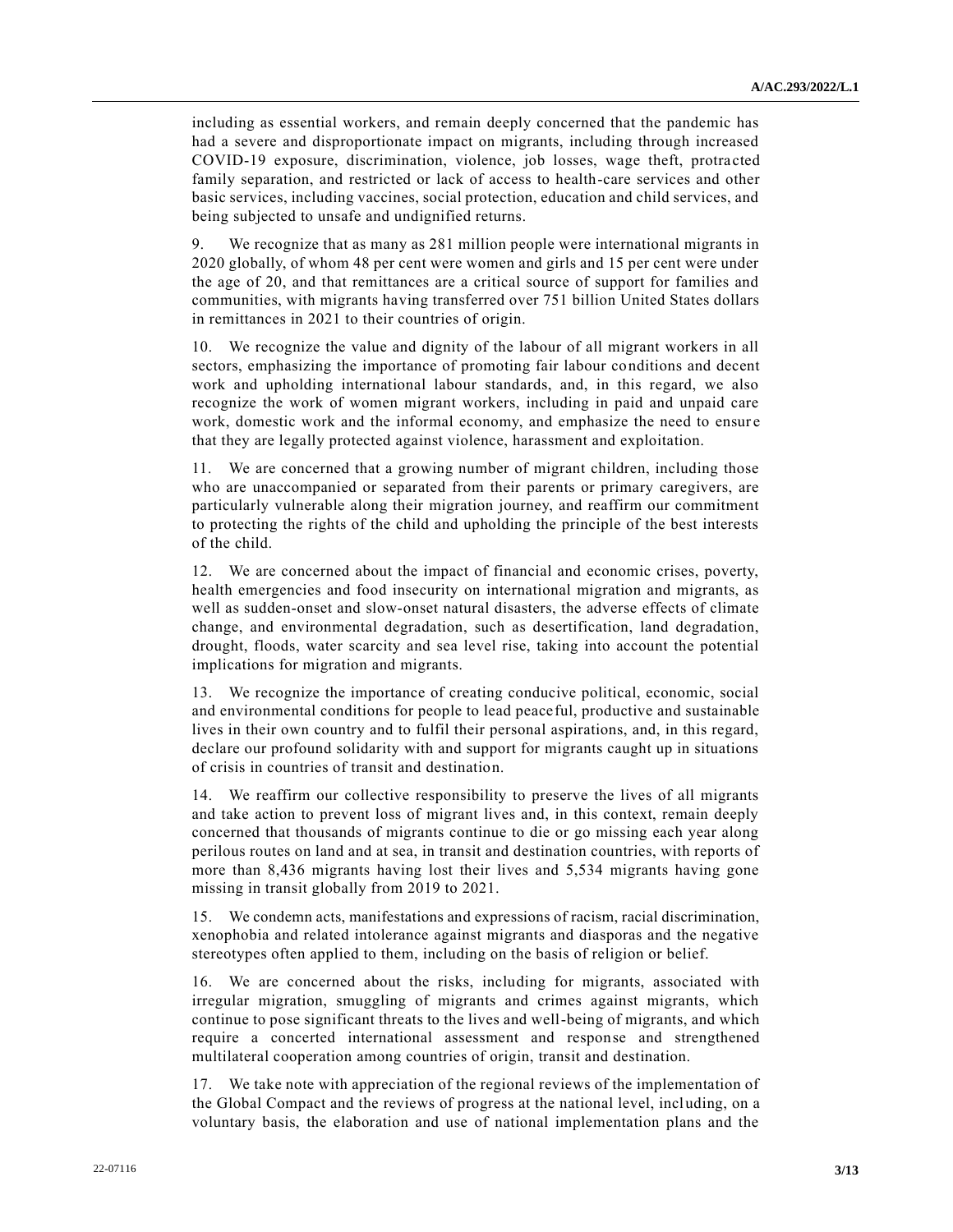including as essential workers, and remain deeply concerned that the pandemic has had a severe and disproportionate impact on migrants, including through increased COVID-19 exposure, discrimination, violence, job losses, wage theft, protracted family separation, and restricted or lack of access to health-care services and other basic services, including vaccines, social protection, education and child services, and being subjected to unsafe and undignified returns.

9. We recognize that as many as 281 million people were international migrants in 2020 globally, of whom 48 per cent were women and girls and 15 per cent were under the age of 20, and that remittances are a critical source of support for families and communities, with migrants having transferred over 751 billion United States dollars in remittances in 2021 to their countries of origin.

10. We recognize the value and dignity of the labour of all migrant workers in all sectors, emphasizing the importance of promoting fair labour conditions and decent work and upholding international labour standards, and, in this regard, we also recognize the work of women migrant workers, including in paid and unpaid care work, domestic work and the informal economy, and emphasize the need to ensure that they are legally protected against violence, harassment and exploitation.

11. We are concerned that a growing number of migrant children, including those who are unaccompanied or separated from their parents or primary caregivers, are particularly vulnerable along their migration journey, and reaffirm our commitment to protecting the rights of the child and upholding the principle of the best interests of the child.

12. We are concerned about the impact of financial and economic crises, poverty, health emergencies and food insecurity on international migration and migrants, as well as sudden-onset and slow-onset natural disasters, the adverse effects of climate change, and environmental degradation, such as desertification, land degradation, drought, floods, water scarcity and sea level rise, taking into account the potential implications for migration and migrants.

13. We recognize the importance of creating conducive political, economic, social and environmental conditions for people to lead peaceful, productive and sustainable lives in their own country and to fulfil their personal aspirations, and, in this regard, declare our profound solidarity with and support for migrants caught up in situations of crisis in countries of transit and destination.

14. We reaffirm our collective responsibility to preserve the lives of all migrants and take action to prevent loss of migrant lives and, in this context, remain deeply concerned that thousands of migrants continue to die or go missing each year along perilous routes on land and at sea, in transit and destination countries, with reports of more than 8,436 migrants having lost their lives and 5,534 migrants having gone missing in transit globally from 2019 to 2021.

15. We condemn acts, manifestations and expressions of racism, racial discrimination, xenophobia and related intolerance against migrants and diasporas and the negative stereotypes often applied to them, including on the basis of religion or belief.

16. We are concerned about the risks, including for migrants, associated with irregular migration, smuggling of migrants and crimes against migrants, which continue to pose significant threats to the lives and well-being of migrants, and which require a concerted international assessment and response and strengthened multilateral cooperation among countries of origin, transit and destination.

17. We take note with appreciation of the regional reviews of the implementation of the Global Compact and the reviews of progress at the national level, including, on a voluntary basis, the elaboration and use of national implementation plans and the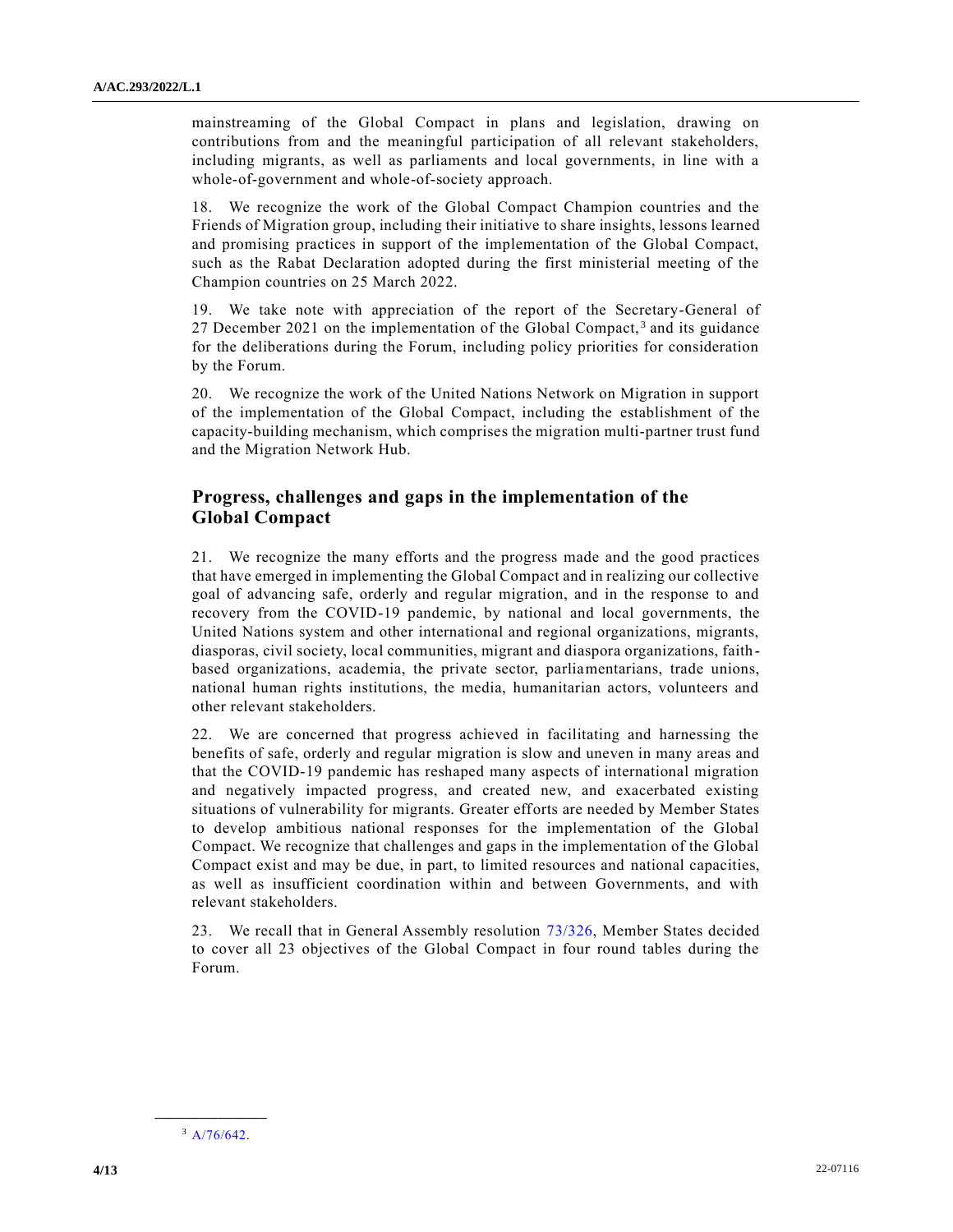mainstreaming of the Global Compact in plans and legislation, drawing on contributions from and the meaningful participation of all relevant stakeholders, including migrants, as well as parliaments and local governments, in line with a whole-of-government and whole-of-society approach.

18. We recognize the work of the Global Compact Champion countries and the Friends of Migration group, including their initiative to share insights, lessons learned and promising practices in support of the implementation of the Global Compact, such as the Rabat Declaration adopted during the first ministerial meeting of the Champion countries on 25 March 2022.

19. We take note with appreciation of the report of the Secretary-General of 27 December 2021 on the implementation of the Global Compact,[3] and its guidance for the deliberations during the Forum, including policy priorities for consideration by the Forum.

20. We recognize the work of the United Nations Network on Migration in support of the implementation of the Global Compact, including the establishment of the capacity-building mechanism, which comprises the migration multi-partner trust fund and the Migration Network Hub.

## Progress, challenges and gaps in the implementation of the Global Compact

21. We recognize the many efforts and the progress made and the good practices that have emerged in implementing the Global Compact and in realizing our collective goal of advancing safe, orderly and regular migration, and in the response to and recovery from the COVID-19 pandemic, by national and local governments, the United Nations system and other international and regional organizations, migrants, diasporas, civil society, local communities, migrant and diaspora organizations, faith-based organizations, academia, the private sector, parliamentarians, trade unions, national human rights institutions, the media, humanitarian actors, volunteers and other relevant stakeholders.

22. We are concerned that progress achieved in facilitating and harnessing the benefits of safe, orderly and regular migration is slow and uneven in many areas and that the COVID-19 pandemic has reshaped many aspects of international migration and negatively impacted progress, and created new, and exacerbated existing situations of vulnerability for migrants. Greater efforts are needed by Member States to develop ambitious national responses for the implementation of the Global Compact. We recognize that challenges and gaps in the implementation of the Global Compact exist and may be due, in part, to limited resources and national capacities, as well as insufficient coordination within and between Governments, and with relevant stakeholders.

23. We recall that in General Assembly resolution 73/326, Member States decided to cover all 23 objectives of the Global Compact in four round tables during the Forum.

---

[3] A/76/642.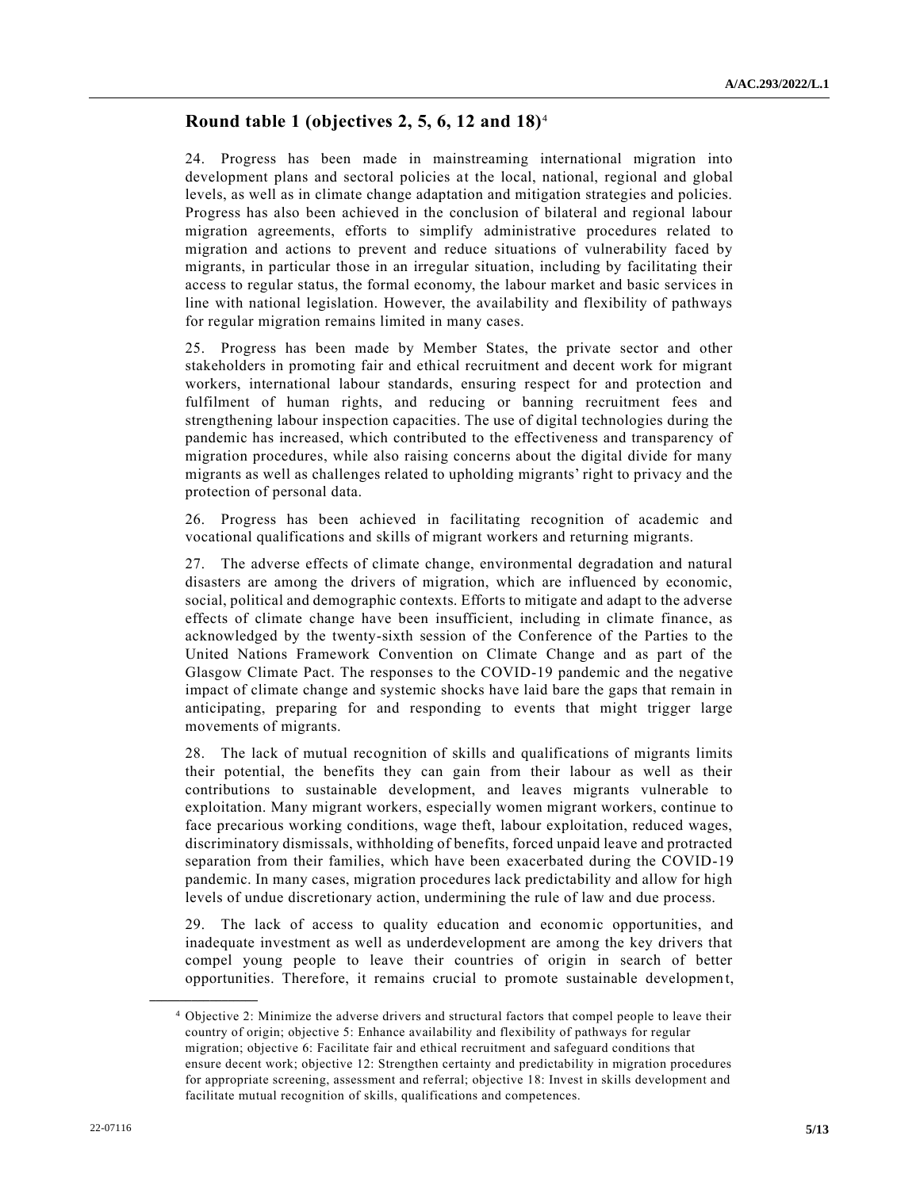## Round table 1 (objectives 2, 5, 6, 12 and 18)[4]

24. Progress has been made in mainstreaming international migration into development plans and sectoral policies at the local, national, regional and global levels, as well as in climate change adaptation and mitigation strategies and policies. Progress has also been achieved in the conclusion of bilateral and regional labour migration agreements, efforts to simplify administrative procedures related to migration and actions to prevent and reduce situations of vulnerability faced by migrants, in particular those in an irregular situation, including by facilitating their access to regular status, the formal economy, the labour market and basic services in line with national legislation. However, the availability and flexibility of pathways for regular migration remains limited in many cases.

25. Progress has been made by Member States, the private sector and other stakeholders in promoting fair and ethical recruitment and decent work for migrant workers, international labour standards, ensuring respect for and protection and fulfilment of human rights, and reducing or banning recruitment fees and strengthening labour inspection capacities. The use of digital technologies during the pandemic has increased, which contributed to the effectiveness and transparency of migration procedures, while also raising concerns about the digital divide for many migrants as well as challenges related to upholding migrants' right to privacy and the protection of personal data.

26. Progress has been achieved in facilitating recognition of academic and vocational qualifications and skills of migrant workers and returning migrants.

27. The adverse effects of climate change, environmental degradation and natural disasters are among the drivers of migration, which are influenced by economic, social, political and demographic contexts. Efforts to mitigate and adapt to the adverse effects of climate change have been insufficient, including in climate finance, as acknowledged by the twenty-sixth session of the Conference of the Parties to the United Nations Framework Convention on Climate Change and as part of the Glasgow Climate Pact. The responses to the COVID-19 pandemic and the negative impact of climate change and systemic shocks have laid bare the gaps that remain in anticipating, preparing for and responding to events that might trigger large movements of migrants.

28. The lack of mutual recognition of skills and qualifications of migrants limits their potential, the benefits they can gain from their labour as well as their contributions to sustainable development, and leaves migrants vulnerable to exploitation. Many migrant workers, especially women migrant workers, continue to face precarious working conditions, wage theft, labour exploitation, reduced wages, discriminatory dismissals, withholding of benefits, forced unpaid leave and protracted separation from their families, which have been exacerbated during the COVID-19 pandemic. In many cases, migration procedures lack predictability and allow for high levels of undue discretionary action, undermining the rule of law and due process.

29. The lack of access to quality education and economic opportunities, and inadequate investment as well as underdevelopment are among the key drivers that compel young people to leave their countries of origin in search of better opportunities. Therefore, it remains crucial to promote sustainable development,

---

[4] Objective 2: Minimize the adverse drivers and structural factors that compel people to leave their country of origin; objective 5: Enhance availability and flexibility of pathways for regular migration; objective 6: Facilitate fair and ethical recruitment and safeguard conditions that ensure decent work; objective 12: Strengthen certainty and predictability in migration procedures for appropriate screening, assessment and referral; objective 18: Invest in skills development and facilitate mutual recognition of skills, qualifications and competences.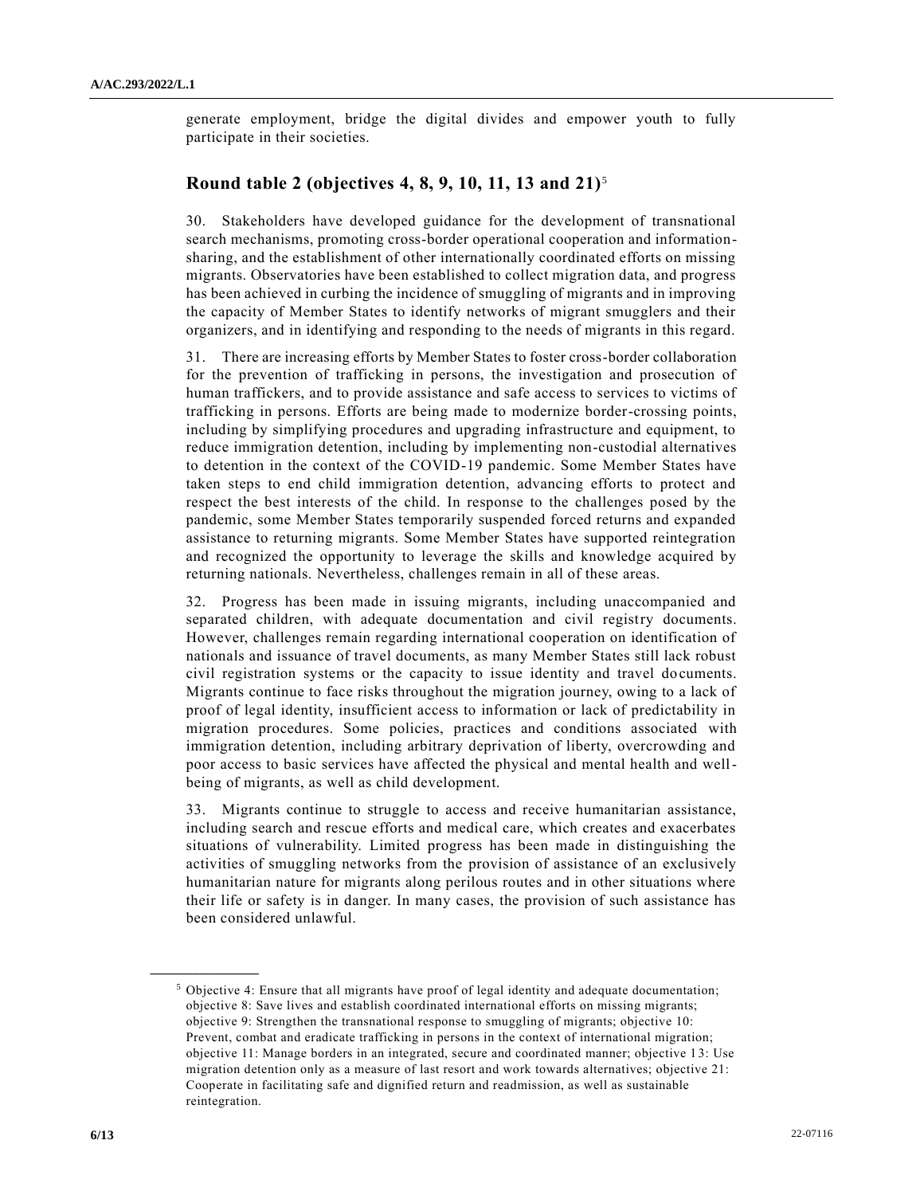generate employment, bridge the digital divides and empower youth to fully participate in their societies.

## Round table 2 (objectives 4, 8, 9, 10, 11, 13 and 21)[5]

30. Stakeholders have developed guidance for the development of transnational search mechanisms, promoting cross-border operational cooperation and information-sharing, and the establishment of other internationally coordinated efforts on missing migrants. Observatories have been established to collect migration data, and progress has been achieved in curbing the incidence of smuggling of migrants and in improving the capacity of Member States to identify networks of migrant smugglers and their organizers, and in identifying and responding to the needs of migrants in this regard.

31. There are increasing efforts by Member States to foster cross-border collaboration for the prevention of trafficking in persons, the investigation and prosecution of human traffickers, and to provide assistance and safe access to services to victims of trafficking in persons. Efforts are being made to modernize border-crossing points, including by simplifying procedures and upgrading infrastructure and equipment, to reduce immigration detention, including by implementing non-custodial alternatives to detention in the context of the COVID-19 pandemic. Some Member States have taken steps to end child immigration detention, advancing efforts to protect and respect the best interests of the child. In response to the challenges posed by the pandemic, some Member States temporarily suspended forced returns and expanded assistance to returning migrants. Some Member States have supported reintegration and recognized the opportunity to leverage the skills and knowledge acquired by returning nationals. Nevertheless, challenges remain in all of these areas.

32. Progress has been made in issuing migrants, including unaccompanied and separated children, with adequate documentation and civil registry documents. However, challenges remain regarding international cooperation on identification of nationals and issuance of travel documents, as many Member States still lack robust civil registration systems or the capacity to issue identity and travel documents. Migrants continue to face risks throughout the migration journey, owing to a lack of proof of legal identity, insufficient access to information or lack of predictability in migration procedures. Some policies, practices and conditions associated with immigration detention, including arbitrary deprivation of liberty, overcrowding and poor access to basic services have affected the physical and mental health and well-being of migrants, as well as child development.

33. Migrants continue to struggle to access and receive humanitarian assistance, including search and rescue efforts and medical care, which creates and exacerbates situations of vulnerability. Limited progress has been made in distinguishing the activities of smuggling networks from the provision of assistance of an exclusively humanitarian nature for migrants along perilous routes and in other situations where their life or safety is in danger. In many cases, the provision of such assistance has been considered unlawful.

---

[5] Objective 4: Ensure that all migrants have proof of legal identity and adequate documentation; objective 8: Save lives and establish coordinated international efforts on missing migrants; objective 9: Strengthen the transnational response to smuggling of migrants; objective 10: Prevent, combat and eradicate trafficking in persons in the context of international migration; objective 11: Manage borders in an integrated, secure and coordinated manner; objective 13: Use migration detention only as a measure of last resort and work towards alternatives; objective 21: Cooperate in facilitating safe and dignified return and readmission, as well as sustainable reintegration.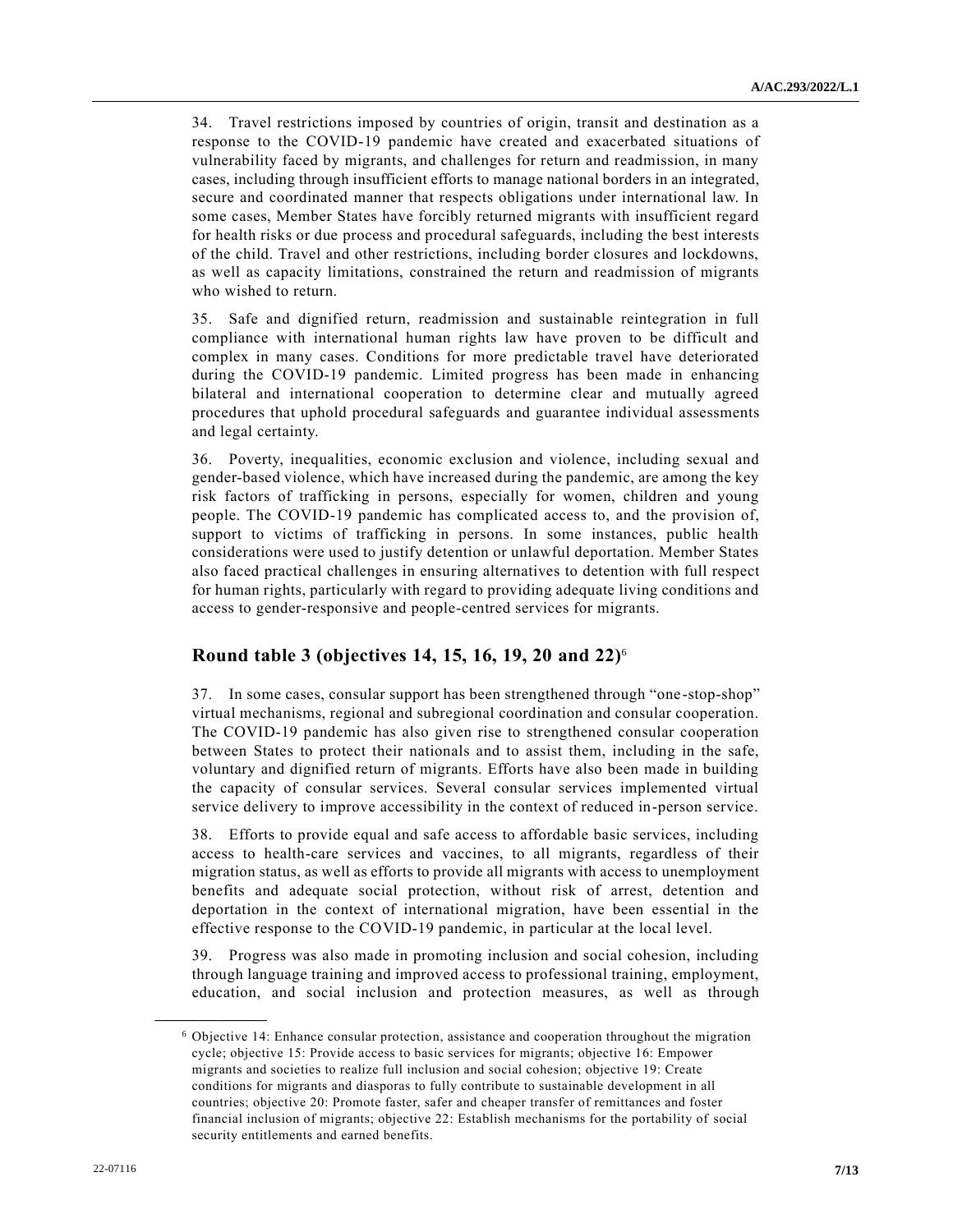34. Travel restrictions imposed by countries of origin, transit and destination as a response to the COVID-19 pandemic have created and exacerbated situations of vulnerability faced by migrants, and challenges for return and readmission, in many cases, including through insufficient efforts to manage national borders in an integrated, secure and coordinated manner that respects obligations under international law. In some cases, Member States have forcibly returned migrants with insufficient regard for health risks or due process and procedural safeguards, including the best interests of the child. Travel and other restrictions, including border closures and lockdowns, as well as capacity limitations, constrained the return and readmission of migrants who wished to return.

35. Safe and dignified return, readmission and sustainable reintegration in full compliance with international human rights law have proven to be difficult and complex in many cases. Conditions for more predictable travel have deteriorated during the COVID-19 pandemic. Limited progress has been made in enhancing bilateral and international cooperation to determine clear and mutually agreed procedures that uphold procedural safeguards and guarantee individual assessments and legal certainty.

36. Poverty, inequalities, economic exclusion and violence, including sexual and gender-based violence, which have increased during the pandemic, are among the key risk factors of trafficking in persons, especially for women, children and young people. The COVID-19 pandemic has complicated access to, and the provision of, support to victims of trafficking in persons. In some instances, public health considerations were used to justify detention or unlawful deportation. Member States also faced practical challenges in ensuring alternatives to detention with full respect for human rights, particularly with regard to providing adequate living conditions and access to gender-responsive and people-centred services for migrants.

## Round table 3 (objectives 14, 15, 16, 19, 20 and 22)[6]

37. In some cases, consular support has been strengthened through "one-stop-shop" virtual mechanisms, regional and subregional coordination and consular cooperation. The COVID-19 pandemic has also given rise to strengthened consular cooperation between States to protect their nationals and to assist them, including in the safe, voluntary and dignified return of migrants. Efforts have also been made in building the capacity of consular services. Several consular services implemented virtual service delivery to improve accessibility in the context of reduced in-person service.

38. Efforts to provide equal and safe access to affordable basic services, including access to health-care services and vaccines, to all migrants, regardless of their migration status, as well as efforts to provide all migrants with access to unemployment benefits and adequate social protection, without risk of arrest, detention and deportation in the context of international migration, have been essential in the effective response to the COVID-19 pandemic, in particular at the local level.

39. Progress was also made in promoting inclusion and social cohesion, including through language training and improved access to professional training, employment, education, and social inclusion and protection measures, as well as through

[6] Objective 14: Enhance consular protection, assistance and cooperation throughout the migration cycle; objective 15: Provide access to basic services for migrants; objective 16: Empower migrants and societies to realize full inclusion and social cohesion; objective 19: Create conditions for migrants and diasporas to fully contribute to sustainable development in all countries; objective 20: Promote faster, safer and cheaper transfer of remittances and foster financial inclusion of migrants; objective 22: Establish mechanisms for the portability of social security entitlements and earned benefits.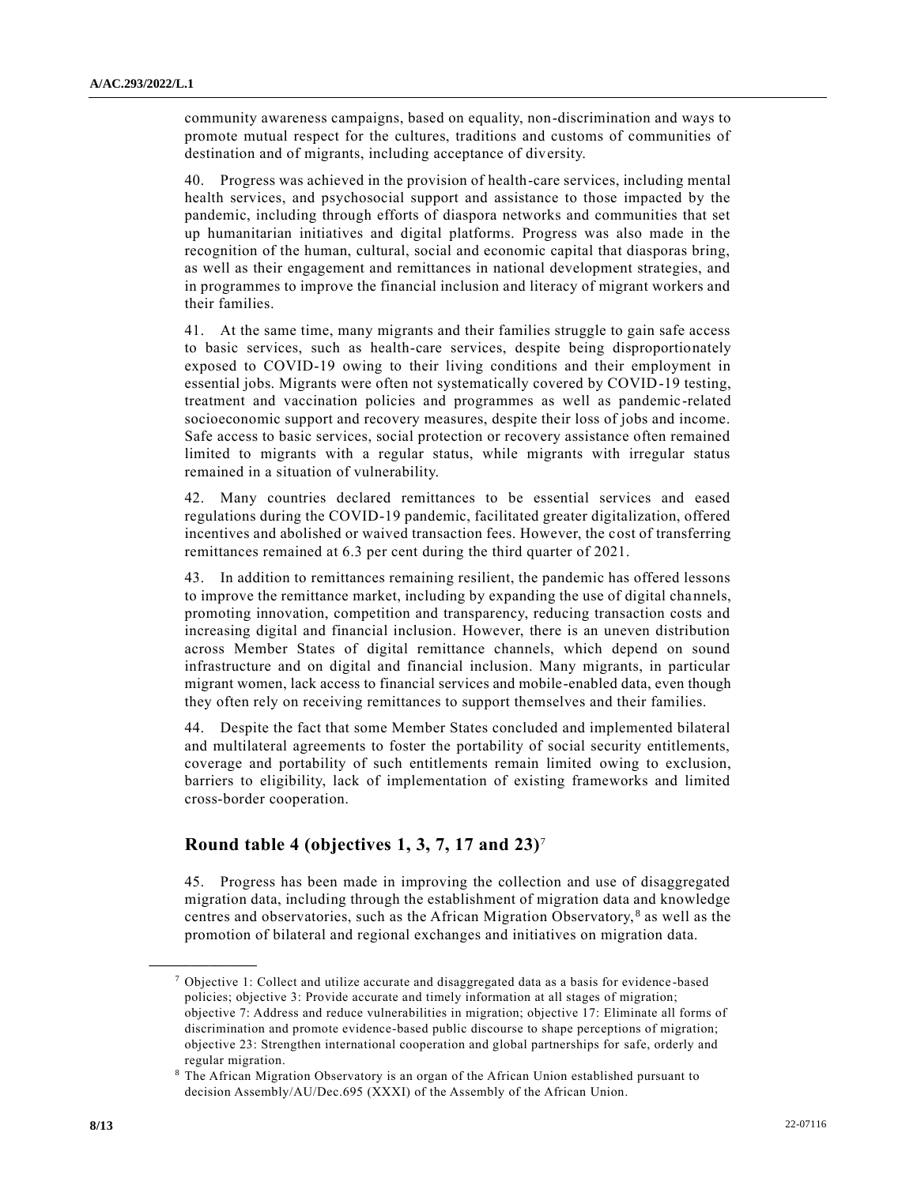community awareness campaigns, based on equality, non-discrimination and ways to promote mutual respect for the cultures, traditions and customs of communities of destination and of migrants, including acceptance of diversity.

40. Progress was achieved in the provision of health-care services, including mental health services, and psychosocial support and assistance to those impacted by the pandemic, including through efforts of diaspora networks and communities that set up humanitarian initiatives and digital platforms. Progress was also made in the recognition of the human, cultural, social and economic capital that diasporas bring, as well as their engagement and remittances in national development strategies, and in programmes to improve the financial inclusion and literacy of migrant workers and their families.

41. At the same time, many migrants and their families struggle to gain safe access to basic services, such as health-care services, despite being disproportionately exposed to COVID-19 owing to their living conditions and their employment in essential jobs. Migrants were often not systematically covered by COVID-19 testing, treatment and vaccination policies and programmes as well as pandemic-related socioeconomic support and recovery measures, despite their loss of jobs and income. Safe access to basic services, social protection or recovery assistance often remained limited to migrants with a regular status, while migrants with irregular status remained in a situation of vulnerability.

42. Many countries declared remittances to be essential services and eased regulations during the COVID-19 pandemic, facilitated greater digitalization, offered incentives and abolished or waived transaction fees. However, the cost of transferring remittances remained at 6.3 per cent during the third quarter of 2021.

43. In addition to remittances remaining resilient, the pandemic has offered lessons to improve the remittance market, including by expanding the use of digital channels, promoting innovation, competition and transparency, reducing transaction costs and increasing digital and financial inclusion. However, there is an uneven distribution across Member States of digital remittance channels, which depend on sound infrastructure and on digital and financial inclusion. Many migrants, in particular migrant women, lack access to financial services and mobile-enabled data, even though they often rely on receiving remittances to support themselves and their families.

44. Despite the fact that some Member States concluded and implemented bilateral and multilateral agreements to foster the portability of social security entitlements, coverage and portability of such entitlements remain limited owing to exclusion, barriers to eligibility, lack of implementation of existing frameworks and limited cross-border cooperation.

## Round table 4 (objectives 1, 3, 7, 17 and 23)[7]

45. Progress has been made in improving the collection and use of disaggregated migration data, including through the establishment of migration data and knowledge centres and observatories, such as the African Migration Observatory,[8] as well as the promotion of bilateral and regional exchanges and initiatives on migration data.

---

[7] Objective 1: Collect and utilize accurate and disaggregated data as a basis for evidence-based policies; objective 3: Provide accurate and timely information at all stages of migration; objective 7: Address and reduce vulnerabilities in migration; objective 17: Eliminate all forms of discrimination and promote evidence-based public discourse to shape perceptions of migration; objective 23: Strengthen international cooperation and global partnerships for safe, orderly and regular migration.

[8] The African Migration Observatory is an organ of the African Union established pursuant to decision Assembly/AU/Dec.695 (XXXI) of the Assembly of the African Union.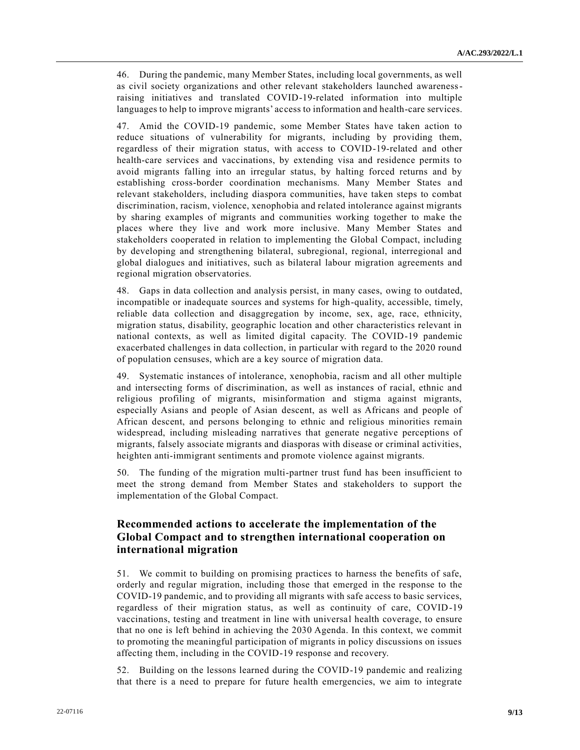46. During the pandemic, many Member States, including local governments, as well as civil society organizations and other relevant stakeholders launched awareness-raising initiatives and translated COVID-19-related information into multiple languages to help to improve migrants' access to information and health-care services.

47. Amid the COVID-19 pandemic, some Member States have taken action to reduce situations of vulnerability for migrants, including by providing them, regardless of their migration status, with access to COVID-19-related and other health-care services and vaccinations, by extending visa and residence permits to avoid migrants falling into an irregular status, by halting forced returns and by establishing cross-border coordination mechanisms. Many Member States and relevant stakeholders, including diaspora communities, have taken steps to combat discrimination, racism, violence, xenophobia and related intolerance against migrants by sharing examples of migrants and communities working together to make the places where they live and work more inclusive. Many Member States and stakeholders cooperated in relation to implementing the Global Compact, including by developing and strengthening bilateral, subregional, regional, interregional and global dialogues and initiatives, such as bilateral labour migration agreements and regional migration observatories.

48. Gaps in data collection and analysis persist, in many cases, owing to outdated, incompatible or inadequate sources and systems for high-quality, accessible, timely, reliable data collection and disaggregation by income, sex, age, race, ethnicity, migration status, disability, geographic location and other characteristics relevant in national contexts, as well as limited digital capacity. The COVID-19 pandemic exacerbated challenges in data collection, in particular with regard to the 2020 round of population censuses, which are a key source of migration data.

49. Systematic instances of intolerance, xenophobia, racism and all other multiple and intersecting forms of discrimination, as well as instances of racial, ethnic and religious profiling of migrants, misinformation and stigma against migrants, especially Asians and people of Asian descent, as well as Africans and people of African descent, and persons belonging to ethnic and religious minorities remain widespread, including misleading narratives that generate negative perceptions of migrants, falsely associate migrants and diasporas with disease or criminal activities, heighten anti-immigrant sentiments and promote violence against migrants.

50. The funding of the migration multi-partner trust fund has been insufficient to meet the strong demand from Member States and stakeholders to support the implementation of the Global Compact.

## Recommended actions to accelerate the implementation of the Global Compact and to strengthen international cooperation on international migration

51. We commit to building on promising practices to harness the benefits of safe, orderly and regular migration, including those that emerged in the response to the COVID-19 pandemic, and to providing all migrants with safe access to basic services, regardless of their migration status, as well as continuity of care, COVID-19 vaccinations, testing and treatment in line with universal health coverage, to ensure that no one is left behind in achieving the 2030 Agenda. In this context, we commit to promoting the meaningful participation of migrants in policy discussions on issues affecting them, including in the COVID-19 response and recovery.

52. Building on the lessons learned during the COVID-19 pandemic and realizing that there is a need to prepare for future health emergencies, we aim to integrate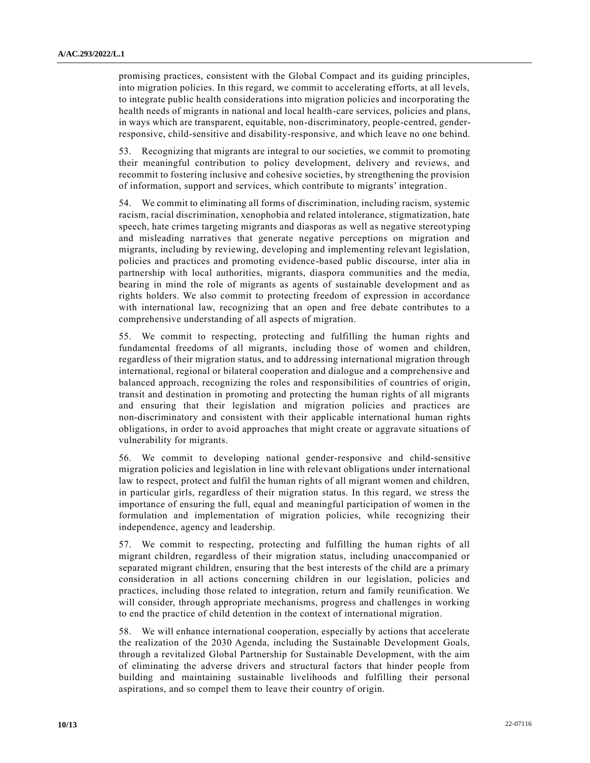promising practices, consistent with the Global Compact and its guiding principles, into migration policies. In this regard, we commit to accelerating efforts, at all levels, to integrate public health considerations into migration policies and incorporating the health needs of migrants in national and local health-care services, policies and plans, in ways which are transparent, equitable, non-discriminatory, people-centred, gender-responsive, child-sensitive and disability-responsive, and which leave no one behind.

53. Recognizing that migrants are integral to our societies, we commit to promoting their meaningful contribution to policy development, delivery and reviews, and recommit to fostering inclusive and cohesive societies, by strengthening the provision of information, support and services, which contribute to migrants' integration.

54. We commit to eliminating all forms of discrimination, including racism, systemic racism, racial discrimination, xenophobia and related intolerance, stigmatization, hate speech, hate crimes targeting migrants and diasporas as well as negative stereotyping and misleading narratives that generate negative perceptions on migration and migrants, including by reviewing, developing and implementing relevant legislation, policies and practices and promoting evidence-based public discourse, inter alia in partnership with local authorities, migrants, diaspora communities and the media, bearing in mind the role of migrants as agents of sustainable development and as rights holders. We also commit to protecting freedom of expression in accordance with international law, recognizing that an open and free debate contributes to a comprehensive understanding of all aspects of migration.

55. We commit to respecting, protecting and fulfilling the human rights and fundamental freedoms of all migrants, including those of women and children, regardless of their migration status, and to addressing international migration through international, regional or bilateral cooperation and dialogue and a comprehensive and balanced approach, recognizing the roles and responsibilities of countries of origin, transit and destination in promoting and protecting the human rights of all migrants and ensuring that their legislation and migration policies and practices are non-discriminatory and consistent with their applicable international human rights obligations, in order to avoid approaches that might create or aggravate situations of vulnerability for migrants.

56. We commit to developing national gender-responsive and child-sensitive migration policies and legislation in line with relevant obligations under international law to respect, protect and fulfil the human rights of all migrant women and children, in particular girls, regardless of their migration status. In this regard, we stress the importance of ensuring the full, equal and meaningful participation of women in the formulation and implementation of migration policies, while recognizing their independence, agency and leadership.

57. We commit to respecting, protecting and fulfilling the human rights of all migrant children, regardless of their migration status, including unaccompanied or separated migrant children, ensuring that the best interests of the child are a primary consideration in all actions concerning children in our legislation, policies and practices, including those related to integration, return and family reunification. We will consider, through appropriate mechanisms, progress and challenges in working to end the practice of child detention in the context of international migration.

58. We will enhance international cooperation, especially by actions that accelerate the realization of the 2030 Agenda, including the Sustainable Development Goals, through a revitalized Global Partnership for Sustainable Development, with the aim of eliminating the adverse drivers and structural factors that hinder people from building and maintaining sustainable livelihoods and fulfilling their personal aspirations, and so compel them to leave their country of origin.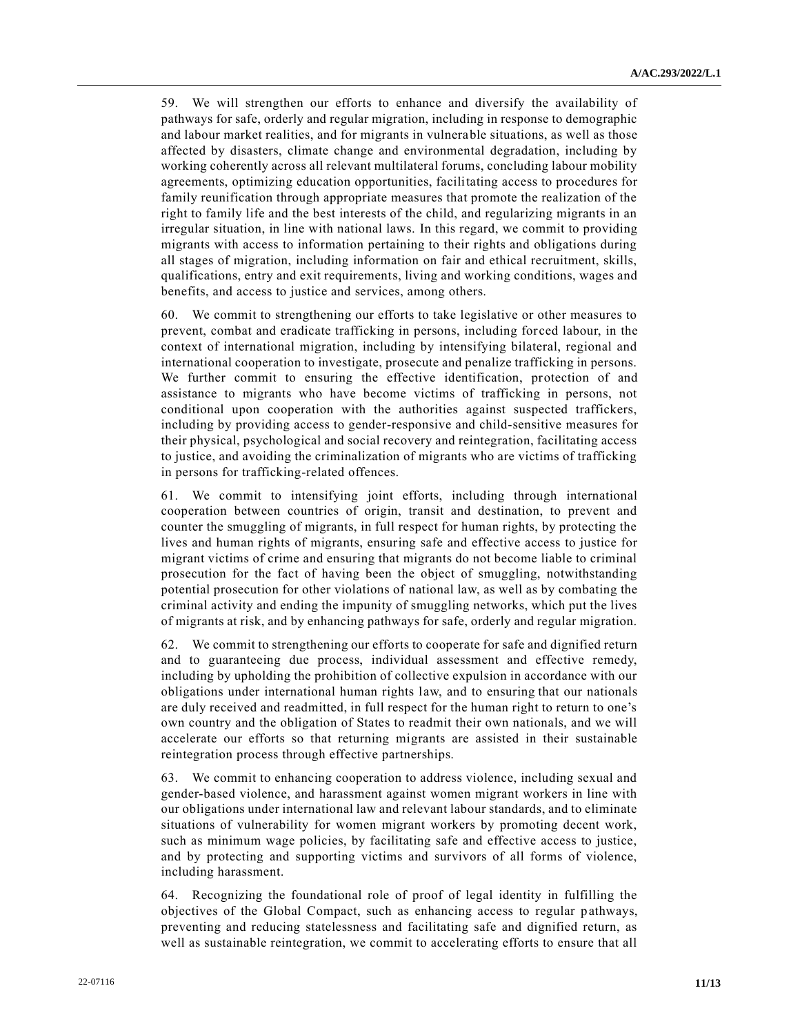59. We will strengthen our efforts to enhance and diversify the availability of pathways for safe, orderly and regular migration, including in response to demographic and labour market realities, and for migrants in vulnerable situations, as well as those affected by disasters, climate change and environmental degradation, including by working coherently across all relevant multilateral forums, concluding labour mobility agreements, optimizing education opportunities, facilitating access to procedures for family reunification through appropriate measures that promote the realization of the right to family life and the best interests of the child, and regularizing migrants in an irregular situation, in line with national laws. In this regard, we commit to providing migrants with access to information pertaining to their rights and obligations during all stages of migration, including information on fair and ethical recruitment, skills, qualifications, entry and exit requirements, living and working conditions, wages and benefits, and access to justice and services, among others.

60. We commit to strengthening our efforts to take legislative or other measures to prevent, combat and eradicate trafficking in persons, including forced labour, in the context of international migration, including by intensifying bilateral, regional and international cooperation to investigate, prosecute and penalize trafficking in persons. We further commit to ensuring the effective identification, protection of and assistance to migrants who have become victims of trafficking in persons, not conditional upon cooperation with the authorities against suspected traffickers, including by providing access to gender-responsive and child-sensitive measures for their physical, psychological and social recovery and reintegration, facilitating access to justice, and avoiding the criminalization of migrants who are victims of trafficking in persons for trafficking-related offences.

61. We commit to intensifying joint efforts, including through international cooperation between countries of origin, transit and destination, to prevent and counter the smuggling of migrants, in full respect for human rights, by protecting the lives and human rights of migrants, ensuring safe and effective access to justice for migrant victims of crime and ensuring that migrants do not become liable to criminal prosecution for the fact of having been the object of smuggling, notwithstanding potential prosecution for other violations of national law, as well as by combating the criminal activity and ending the impunity of smuggling networks, which put the lives of migrants at risk, and by enhancing pathways for safe, orderly and regular migration.

62. We commit to strengthening our efforts to cooperate for safe and dignified return and to guaranteeing due process, individual assessment and effective remedy, including by upholding the prohibition of collective expulsion in accordance with our obligations under international human rights law, and to ensuring that our nationals are duly received and readmitted, in full respect for the human right to return to one's own country and the obligation of States to readmit their own nationals, and we will accelerate our efforts so that returning migrants are assisted in their sustainable reintegration process through effective partnerships.

63. We commit to enhancing cooperation to address violence, including sexual and gender-based violence, and harassment against women migrant workers in line with our obligations under international law and relevant labour standards, and to eliminate situations of vulnerability for women migrant workers by promoting decent work, such as minimum wage policies, by facilitating safe and effective access to justice, and by protecting and supporting victims and survivors of all forms of violence, including harassment.

64. Recognizing the foundational role of proof of legal identity in fulfilling the objectives of the Global Compact, such as enhancing access to regular pathways, preventing and reducing statelessness and facilitating safe and dignified return, as well as sustainable reintegration, we commit to accelerating efforts to ensure that all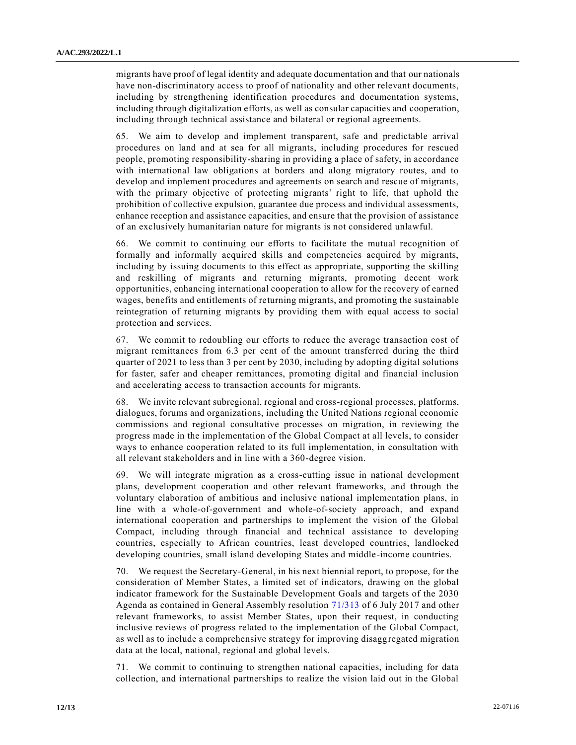migrants have proof of legal identity and adequate documentation and that our nationals have non-discriminatory access to proof of nationality and other relevant documents, including by strengthening identification procedures and documentation systems, including through digitalization efforts, as well as consular capacities and cooperation, including through technical assistance and bilateral or regional agreements.

65. We aim to develop and implement transparent, safe and predictable arrival procedures on land and at sea for all migrants, including procedures for rescued people, promoting responsibility-sharing in providing a place of safety, in accordance with international law obligations at borders and along migratory routes, and to develop and implement procedures and agreements on search and rescue of migrants, with the primary objective of protecting migrants' right to life, that uphold the prohibition of collective expulsion, guarantee due process and individual assessments, enhance reception and assistance capacities, and ensure that the provision of assistance of an exclusively humanitarian nature for migrants is not considered unlawful.

66. We commit to continuing our efforts to facilitate the mutual recognition of formally and informally acquired skills and competencies acquired by migrants, including by issuing documents to this effect as appropriate, supporting the skilling and reskilling of migrants and returning migrants, promoting decent work opportunities, enhancing international cooperation to allow for the recovery of earned wages, benefits and entitlements of returning migrants, and promoting the sustainable reintegration of returning migrants by providing them with equal access to social protection and services.

67. We commit to redoubling our efforts to reduce the average transaction cost of migrant remittances from 6.3 per cent of the amount transferred during the third quarter of 2021 to less than 3 per cent by 2030, including by adopting digital solutions for faster, safer and cheaper remittances, promoting digital and financial inclusion and accelerating access to transaction accounts for migrants.

68. We invite relevant subregional, regional and cross-regional processes, platforms, dialogues, forums and organizations, including the United Nations regional economic commissions and regional consultative processes on migration, in reviewing the progress made in the implementation of the Global Compact at all levels, to consider ways to enhance cooperation related to its full implementation, in consultation with all relevant stakeholders and in line with a 360-degree vision.

69. We will integrate migration as a cross-cutting issue in national development plans, development cooperation and other relevant frameworks, and through the voluntary elaboration of ambitious and inclusive national implementation plans, in line with a whole-of-government and whole-of-society approach, and expand international cooperation and partnerships to implement the vision of the Global Compact, including through financial and technical assistance to developing countries, especially to African countries, least developed countries, landlocked developing countries, small island developing States and middle-income countries.

70. We request the Secretary-General, in his next biennial report, to propose, for the consideration of Member States, a limited set of indicators, drawing on the global indicator framework for the Sustainable Development Goals and targets of the 2030 Agenda as contained in General Assembly resolution 71/313 of 6 July 2017 and other relevant frameworks, to assist Member States, upon their request, in conducting inclusive reviews of progress related to the implementation of the Global Compact, as well as to include a comprehensive strategy for improving disaggregated migration data at the local, national, regional and global levels.

71. We commit to continuing to strengthen national capacities, including for data collection, and international partnerships to realize the vision laid out in the Global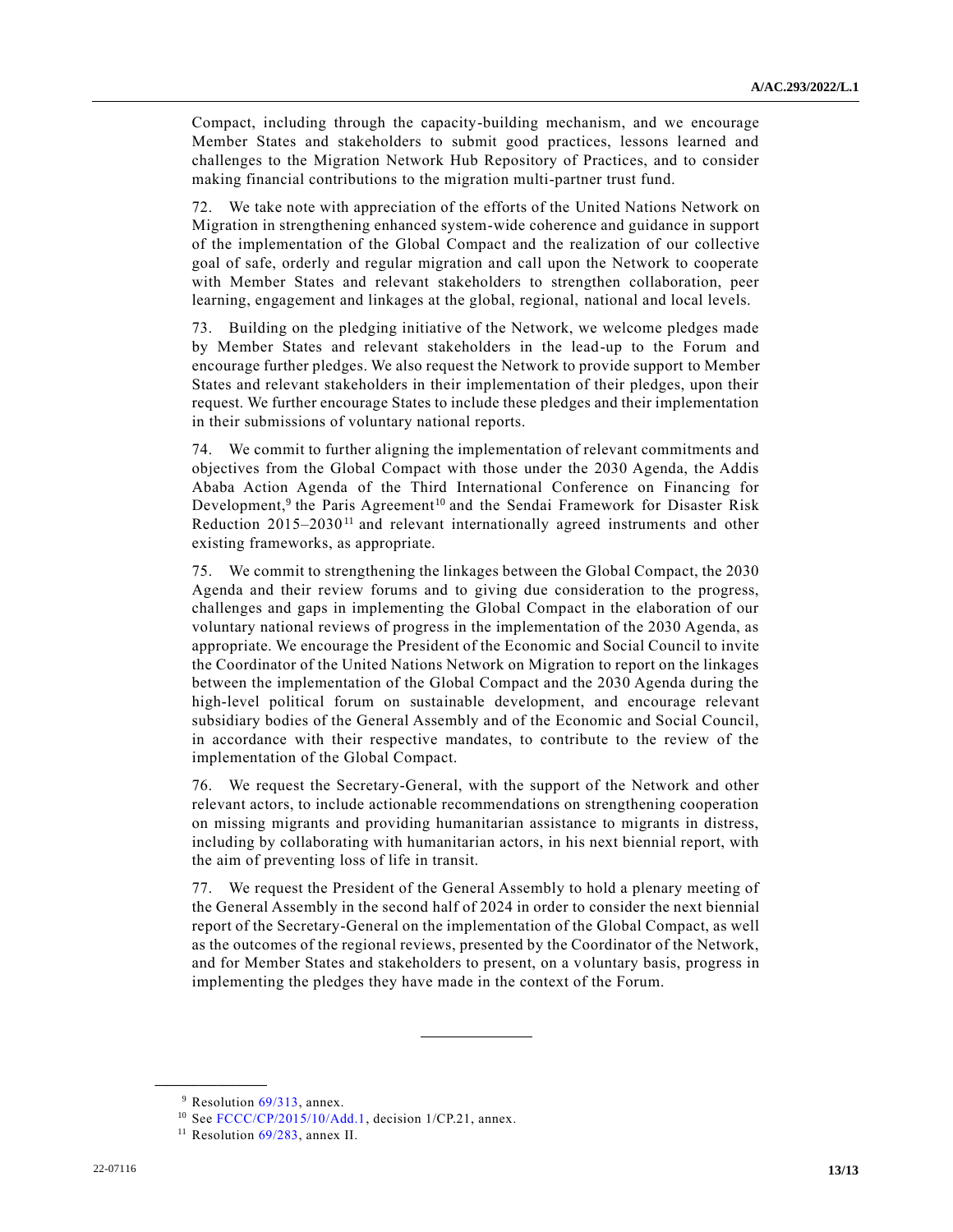Compact, including through the capacity-building mechanism, and we encourage Member States and stakeholders to submit good practices, lessons learned and challenges to the Migration Network Hub Repository of Practices, and to consider making financial contributions to the migration multi-partner trust fund.

72. We take note with appreciation of the efforts of the United Nations Network on Migration in strengthening enhanced system-wide coherence and guidance in support of the implementation of the Global Compact and the realization of our collective goal of safe, orderly and regular migration and call upon the Network to cooperate with Member States and relevant stakeholders to strengthen collaboration, peer learning, engagement and linkages at the global, regional, national and local levels.

73. Building on the pledging initiative of the Network, we welcome pledges made by Member States and relevant stakeholders in the lead-up to the Forum and encourage further pledges. We also request the Network to provide support to Member States and relevant stakeholders in their implementation of their pledges, upon their request. We further encourage States to include these pledges and their implementation in their submissions of voluntary national reports.

74. We commit to further aligning the implementation of relevant commitments and objectives from the Global Compact with those under the 2030 Agenda, the Addis Ababa Action Agenda of the Third International Conference on Financing for Development,[9] the Paris Agreement[10] and the Sendai Framework for Disaster Risk Reduction 2015–2030[11] and relevant internationally agreed instruments and other existing frameworks, as appropriate.

75. We commit to strengthening the linkages between the Global Compact, the 2030 Agenda and their review forums and to giving due consideration to the progress, challenges and gaps in implementing the Global Compact in the elaboration of our voluntary national reviews of progress in the implementation of the 2030 Agenda, as appropriate. We encourage the President of the Economic and Social Council to invite the Coordinator of the United Nations Network on Migration to report on the linkages between the implementation of the Global Compact and the 2030 Agenda during the high-level political forum on sustainable development, and encourage relevant subsidiary bodies of the General Assembly and of the Economic and Social Council, in accordance with their respective mandates, to contribute to the review of the implementation of the Global Compact.

76. We request the Secretary-General, with the support of the Network and other relevant actors, to include actionable recommendations on strengthening cooperation on missing migrants and providing humanitarian assistance to migrants in distress, including by collaborating with humanitarian actors, in his next biennial report, with the aim of preventing loss of life in transit.

77. We request the President of the General Assembly to hold a plenary meeting of the General Assembly in the second half of 2024 in order to consider the next biennial report of the Secretary-General on the implementation of the Global Compact, as well as the outcomes of the regional reviews, presented by the Coordinator of the Network, and for Member States and stakeholders to present, on a voluntary basis, progress in implementing the pledges they have made in the context of the Forum.

---

[9] Resolution 69/313, annex.

[10] See FCCC/CP/2015/10/Add.1, decision 1/CP.21, annex.

[11] Resolution 69/283, annex II.